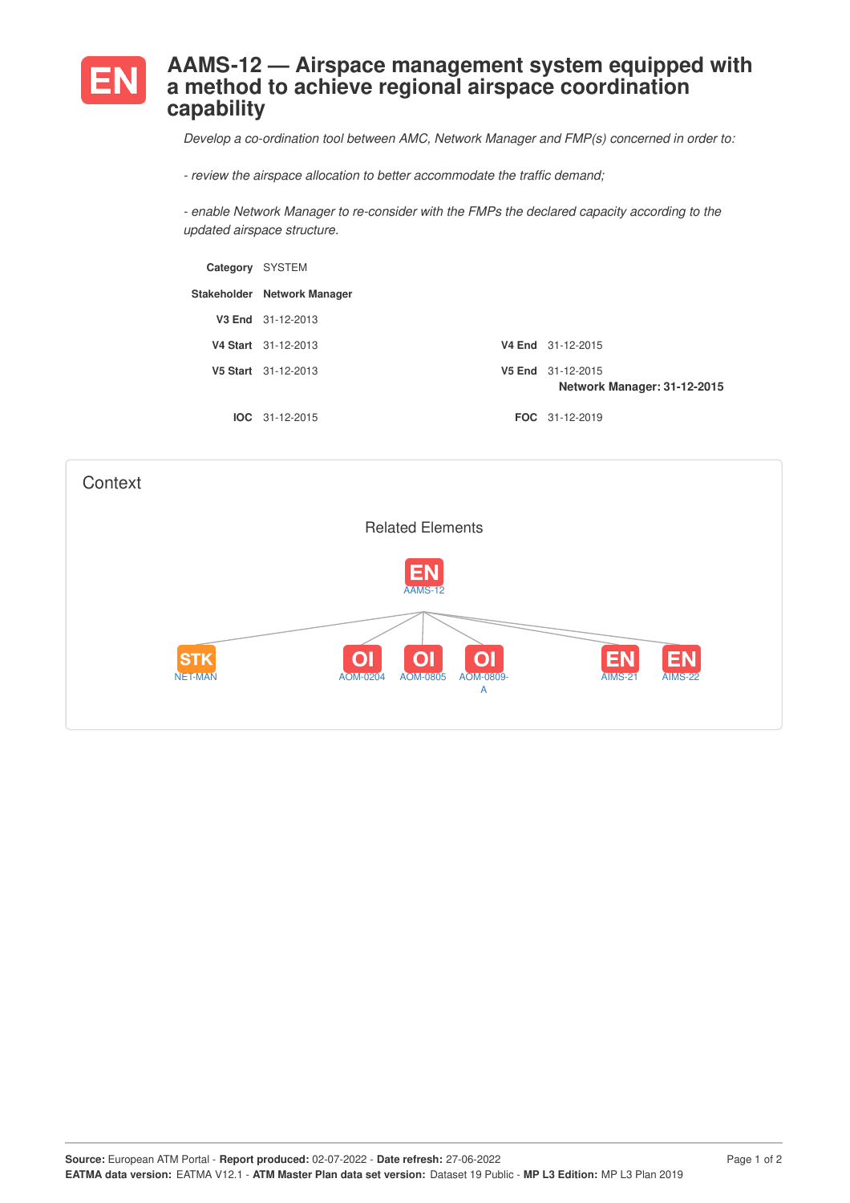# EN AAMS-12 — Airspace management system equipped with a method to achieve regional airspace coordination capability

*Develop a co-ordination tool between AMC, Network Manager and FMP(s) concerned in order to:*

*- review the airspace allocation to better accommodate the traffic demand;*

*- enable Network Manager to re-consider with the FMPs the declared capacity according to the updated airspace structure.*

**Category** SYSTEM

**Stakeholder** **Network Manager**

**V3 End** 31-12-2013

**V4 Start** 31-12-2013 **V4 End** 31-12-2015

**V5 Start** 31-12-2013 **V5 End** 31-12-2015
**Network Manager: 31-12-2015**

**IOC** 31-12-2015 **FOC** 31-12-2019

## Context

Related Elements

EN AAMS-12

STK NET-MAN

OI AOM-0204

OI AOM-0805

OI AOM-0809-A

EN AIMS-21

EN AIMS-22

**Source:** European ATM Portal - **Report produced:** 02-07-2022 - **Date refresh:** 27-06-2022
**EATMA data version:** EATMA V12.1 - **ATM Master Plan data set version:** Dataset 19 Public - **MP L3 Edition:** MP L3 Plan 2019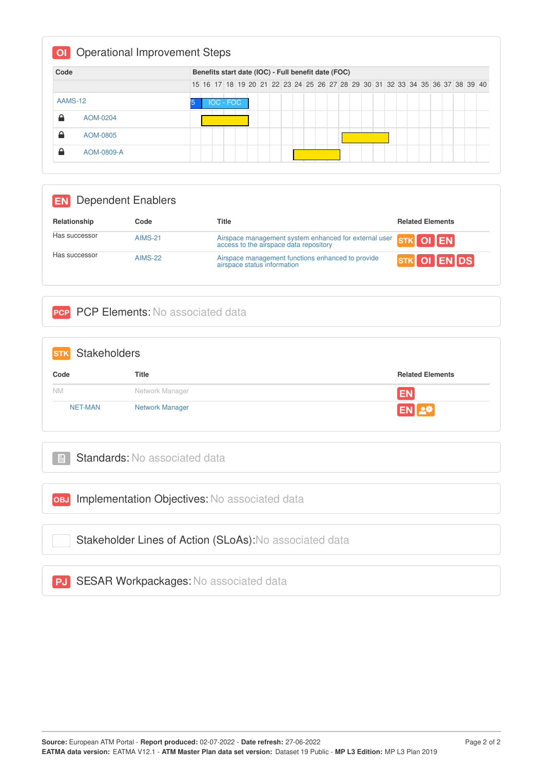## OI Operational Improvement Steps

| Code | Benefits start date (IOC) - Full benefit date (FOC) |
|---|---|
| AAMS-12 | 5 IOC - FOC |
| AOM-0204 | |
| AOM-0805 | |
| AOM-0809-A | |

15 16 17 18 19 20 21 22 23 24 25 26 27 28 29 30 31 32 33 34 35 36 37 38 39 40

## EN Dependent Enablers

| Relationship | Code | Title | Related Elements |
|---|---|---|---|
| Has successor | AIMS-21 | Airspace management system enhanced for external user access to the airspace data repository | STK OI EN |
| Has successor | AIMS-22 | Airspace management functions enhanced to provide airspace status information | STK OI EN DS |

## PCP PCP Elements: No associated data

## STK Stakeholders

| Code | Title | Related Elements |
|---|---|---|
| NM | Network Manager | EN |
| NET-MAN | Network Manager | EN |

## Standards: No associated data

## OBJ Implementation Objectives: No associated data

## Stakeholder Lines of Action (SLoAs): No associated data

## PJ SESAR Workpackages: No associated data

**Source:** European ATM Portal - **Report produced:** 02-07-2022 - **Date refresh:** 27-06-2022
**EATMA data version:** EATMA V12.1 - **ATM Master Plan data set version:** Dataset 19 Public - **MP L3 Edition:** MP L3 Plan 2019